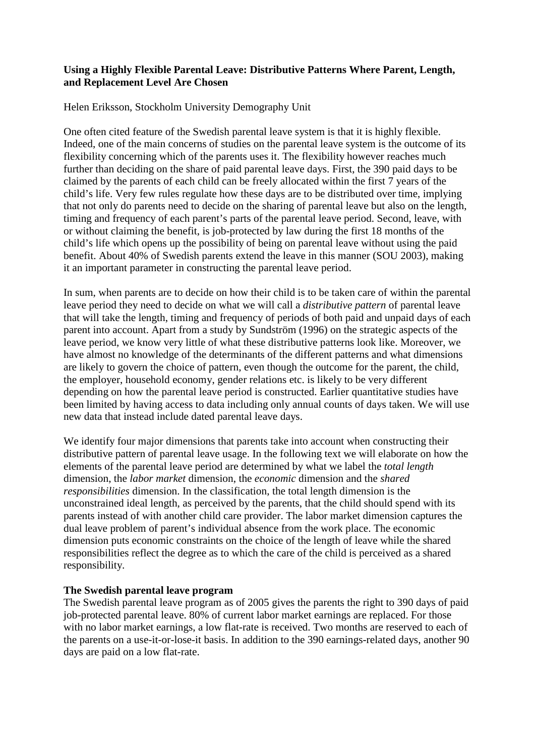# Using a Highly Flexible Parental Leave: Distributive Patterns Where Parent, Length, and Replacement Level Are Chosen

Helen Eriksson, Stockholm University Demography Unit

One often cited feature of the Swedish parental leave system is that it is highly flexible. Indeed, one of the main concerns of studies on the parental leave system is the outcome of its flexibility concerning which of the parents uses it. The flexibility however reaches much further than deciding on the share of paid parental leave days. First, the 390 paid days to be claimed by the parents of each child can be freely allocated within the first 7 years of the child's life. Very few rules regulate how these days are to be distributed over time, implying that not only do parents need to decide on the sharing of parental leave but also on the length, timing and frequency of each parent's parts of the parental leave period. Second, leave, with or without claiming the benefit, is job-protected by law during the first 18 months of the child's life which opens up the possibility of being on parental leave without using the paid benefit. About 40% of Swedish parents extend the leave in this manner (SOU 2003), making it an important parameter in constructing the parental leave period.

In sum, when parents are to decide on how their child is to be taken care of within the parental leave period they need to decide on what we will call a *distributive pattern* of parental leave that will take the length, timing and frequency of periods of both paid and unpaid days of each parent into account. Apart from a study by Sundström (1996) on the strategic aspects of the leave period, we know very little of what these distributive patterns look like. Moreover, we have almost no knowledge of the determinants of the different patterns and what dimensions are likely to govern the choice of pattern, even though the outcome for the parent, the child, the employer, household economy, gender relations etc. is likely to be very different depending on how the parental leave period is constructed. Earlier quantitative studies have been limited by having access to data including only annual counts of days taken. We will use new data that instead include dated parental leave days.

We identify four major dimensions that parents take into account when constructing their distributive pattern of parental leave usage. In the following text we will elaborate on how the elements of the parental leave period are determined by what we label the *total length* dimension, the *labor market* dimension, the *economic* dimension and the *shared responsibilities* dimension. In the classification, the total length dimension is the unconstrained ideal length, as perceived by the parents, that the child should spend with its parents instead of with another child care provider. The labor market dimension captures the dual leave problem of parent's individual absence from the work place. The economic dimension puts economic constraints on the choice of the length of leave while the shared responsibilities reflect the degree as to which the care of the child is perceived as a shared responsibility.

## The Swedish parental leave program

The Swedish parental leave program as of 2005 gives the parents the right to 390 days of paid job-protected parental leave. 80% of current labor market earnings are replaced. For those with no labor market earnings, a low flat-rate is received. Two months are reserved to each of the parents on a use-it-or-lose-it basis. In addition to the 390 earnings-related days, another 90 days are paid on a low flat-rate.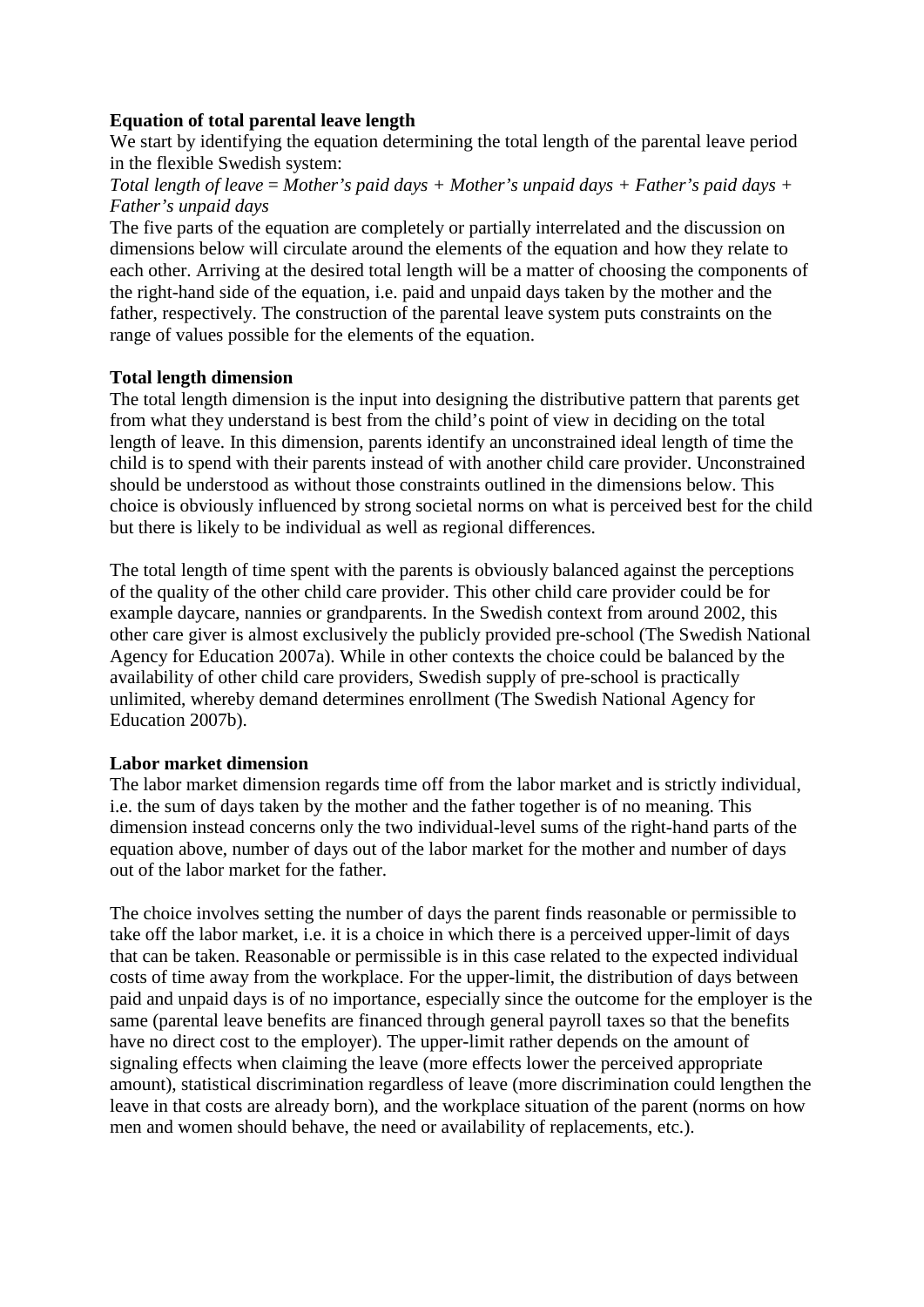**Equation of total parental leave length**

We start by identifying the equation determining the total length of the parental leave period in the flexible Swedish system:

*Total length of leave = Mother's paid days + Mother's unpaid days + Father's paid days + Father's unpaid days*

The five parts of the equation are completely or partially interrelated and the discussion on dimensions below will circulate around the elements of the equation and how they relate to each other. Arriving at the desired total length will be a matter of choosing the components of the right-hand side of the equation, i.e. paid and unpaid days taken by the mother and the father, respectively. The construction of the parental leave system puts constraints on the range of values possible for the elements of the equation.

**Total length dimension**

The total length dimension is the input into designing the distributive pattern that parents get from what they understand is best from the child's point of view in deciding on the total length of leave. In this dimension, parents identify an unconstrained ideal length of time the child is to spend with their parents instead of with another child care provider. Unconstrained should be understood as without those constraints outlined in the dimensions below. This choice is obviously influenced by strong societal norms on what is perceived best for the child but there is likely to be individual as well as regional differences.

The total length of time spent with the parents is obviously balanced against the perceptions of the quality of the other child care provider. This other child care provider could be for example daycare, nannies or grandparents. In the Swedish context from around 2002, this other care giver is almost exclusively the publicly provided pre-school (The Swedish National Agency for Education 2007a). While in other contexts the choice could be balanced by the availability of other child care providers, Swedish supply of pre-school is practically unlimited, whereby demand determines enrollment (The Swedish National Agency for Education 2007b).

**Labor market dimension**

The labor market dimension regards time off from the labor market and is strictly individual, i.e. the sum of days taken by the mother and the father together is of no meaning. This dimension instead concerns only the two individual-level sums of the right-hand parts of the equation above, number of days out of the labor market for the mother and number of days out of the labor market for the father.

The choice involves setting the number of days the parent finds reasonable or permissible to take off the labor market, i.e. it is a choice in which there is a perceived upper-limit of days that can be taken. Reasonable or permissible is in this case related to the expected individual costs of time away from the workplace. For the upper-limit, the distribution of days between paid and unpaid days is of no importance, especially since the outcome for the employer is the same (parental leave benefits are financed through general payroll taxes so that the benefits have no direct cost to the employer). The upper-limit rather depends on the amount of signaling effects when claiming the leave (more effects lower the perceived appropriate amount), statistical discrimination regardless of leave (more discrimination could lengthen the leave in that costs are already born), and the workplace situation of the parent (norms on how men and women should behave, the need or availability of replacements, etc.).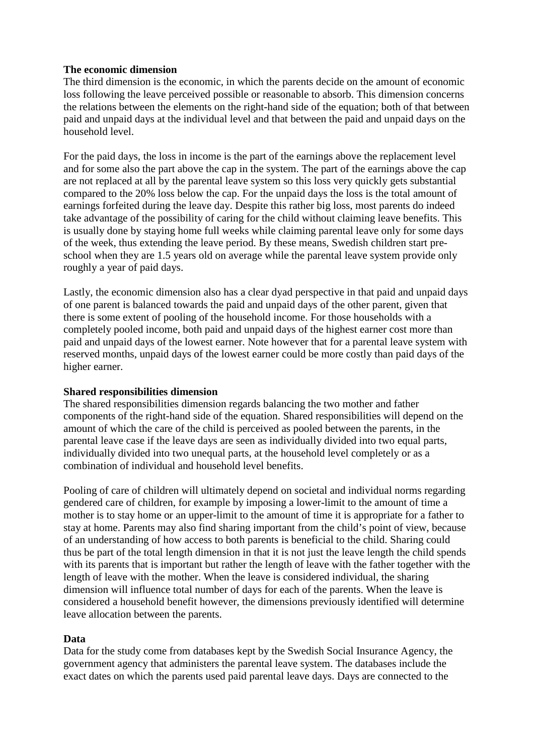### The economic dimension

The third dimension is the economic, in which the parents decide on the amount of economic loss following the leave perceived possible or reasonable to absorb. This dimension concerns the relations between the elements on the right-hand side of the equation; both of that between paid and unpaid days at the individual level and that between the paid and unpaid days on the household level.

For the paid days, the loss in income is the part of the earnings above the replacement level and for some also the part above the cap in the system. The part of the earnings above the cap are not replaced at all by the parental leave system so this loss very quickly gets substantial compared to the 20% loss below the cap. For the unpaid days the loss is the total amount of earnings forfeited during the leave day. Despite this rather big loss, most parents do indeed take advantage of the possibility of caring for the child without claiming leave benefits. This is usually done by staying home full weeks while claiming parental leave only for some days of the week, thus extending the leave period. By these means, Swedish children start pre-school when they are 1.5 years old on average while the parental leave system provide only roughly a year of paid days.

Lastly, the economic dimension also has a clear dyad perspective in that paid and unpaid days of one parent is balanced towards the paid and unpaid days of the other parent, given that there is some extent of pooling of the household income. For those households with a completely pooled income, both paid and unpaid days of the highest earner cost more than paid and unpaid days of the lowest earner. Note however that for a parental leave system with reserved months, unpaid days of the lowest earner could be more costly than paid days of the higher earner.

### Shared responsibilities dimension

The shared responsibilities dimension regards balancing the two mother and father components of the right-hand side of the equation. Shared responsibilities will depend on the amount of which the care of the child is perceived as pooled between the parents, in the parental leave case if the leave days are seen as individually divided into two equal parts, individually divided into two unequal parts, at the household level completely or as a combination of individual and household level benefits.

Pooling of care of children will ultimately depend on societal and individual norms regarding gendered care of children, for example by imposing a lower-limit to the amount of time a mother is to stay home or an upper-limit to the amount of time it is appropriate for a father to stay at home. Parents may also find sharing important from the child's point of view, because of an understanding of how access to both parents is beneficial to the child. Sharing could thus be part of the total length dimension in that it is not just the leave length the child spends with its parents that is important but rather the length of leave with the father together with the length of leave with the mother. When the leave is considered individual, the sharing dimension will influence total number of days for each of the parents. When the leave is considered a household benefit however, the dimensions previously identified will determine leave allocation between the parents.

### Data

Data for the study come from databases kept by the Swedish Social Insurance Agency, the government agency that administers the parental leave system. The databases include the exact dates on which the parents used paid parental leave days. Days are connected to the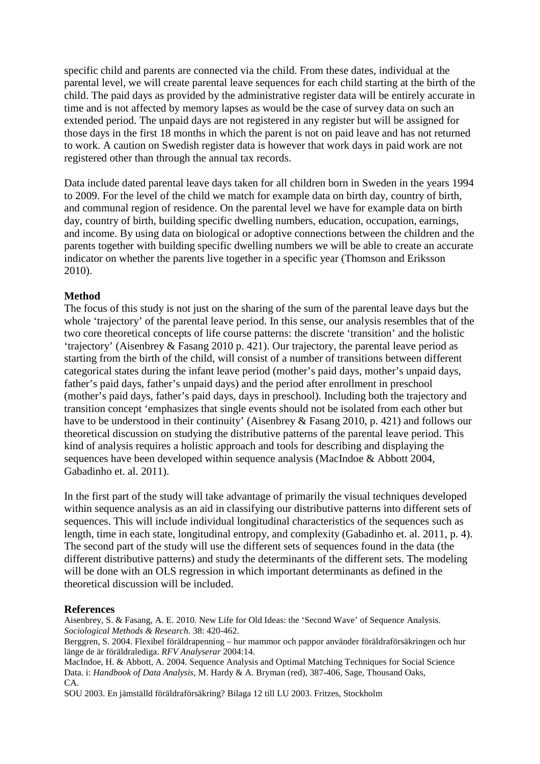specific child and parents are connected via the child. From these dates, individual at the parental level, we will create parental leave sequences for each child starting at the birth of the child. The paid days as provided by the administrative register data will be entirely accurate in time and is not affected by memory lapses as would be the case of survey data on such an extended period. The unpaid days are not registered in any register but will be assigned for those days in the first 18 months in which the parent is not on paid leave and has not returned to work. A caution on Swedish register data is however that work days in paid work are not registered other than through the annual tax records.

Data include dated parental leave days taken for all children born in Sweden in the years 1994 to 2009. For the level of the child we match for example data on birth day, country of birth, and communal region of residence. On the parental level we have for example data on birth day, country of birth, building specific dwelling numbers, education, occupation, earnings, and income. By using data on biological or adoptive connections between the children and the parents together with building specific dwelling numbers we will be able to create an accurate indicator on whether the parents live together in a specific year (Thomson and Eriksson 2010).

**Method**

The focus of this study is not just on the sharing of the sum of the parental leave days but the whole 'trajectory' of the parental leave period. In this sense, our analysis resembles that of the two core theoretical concepts of life course patterns: the discrete 'transition' and the holistic 'trajectory' (Aisenbrey & Fasang 2010 p. 421). Our trajectory, the parental leave period as starting from the birth of the child, will consist of a number of transitions between different categorical states during the infant leave period (mother's paid days, mother's unpaid days, father's paid days, father's unpaid days) and the period after enrollment in preschool (mother's paid days, father's paid days, days in preschool). Including both the trajectory and transition concept 'emphasizes that single events should not be isolated from each other but have to be understood in their continuity' (Aisenbrey & Fasang 2010, p. 421) and follows our theoretical discussion on studying the distributive patterns of the parental leave period. This kind of analysis requires a holistic approach and tools for describing and displaying the sequences have been developed within sequence analysis (MacIndoe & Abbott 2004, Gabadinho et. al. 2011).

In the first part of the study will take advantage of primarily the visual techniques developed within sequence analysis as an aid in classifying our distributive patterns into different sets of sequences. This will include individual longitudinal characteristics of the sequences such as length, time in each state, longitudinal entropy, and complexity (Gabadinho et. al. 2011, p. 4). The second part of the study will use the different sets of sequences found in the data (the different distributive patterns) and study the determinants of the different sets. The modeling will be done with an OLS regression in which important determinants as defined in the theoretical discussion will be included.

**References**

Aisenbrey, S. & Fasang, A. E. 2010. New Life for Old Ideas: the 'Second Wave' of Sequence Analysis. *Sociological Methods & Research.* 38: 420-462.

Berggren, S. 2004. Flexibel föräldrapenning – hur mammor och pappor använder föräldraförsäkringen och hur länge de är föräldralediga. *RFV Analyserar* 2004:14.

MacIndoe, H. & Abbott, A. 2004. Sequence Analysis and Optimal Matching Techniques for Social Science Data. i: *Handbook of Data Analysis,* M. Hardy & A. Bryman (red), 387-406, Sage, Thousand Oaks, CA.

SOU 2003. En jämställd föräldraförsäkring? Bilaga 12 till LU 2003. Fritzes, Stockholm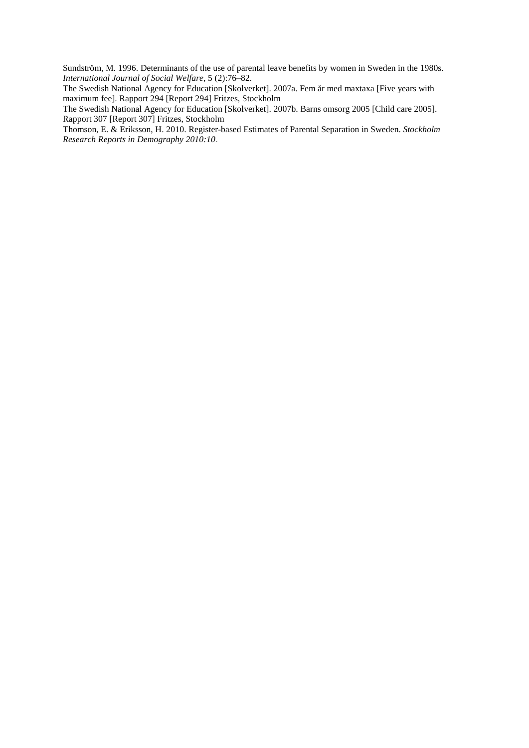Sundström, M. 1996. Determinants of the use of parental leave benefits by women in Sweden in the 1980s. *International Journal of Social Welfare*, 5 (2):76–82.

The Swedish National Agency for Education [Skolverket]. 2007a. Fem år med maxtaxa [Five years with maximum fee]. Rapport 294 [Report 294] Fritzes, Stockholm

The Swedish National Agency for Education [Skolverket]. 2007b. Barns omsorg 2005 [Child care 2005]. Rapport 307 [Report 307] Fritzes, Stockholm

Thomson, E. & Eriksson, H. 2010. Register-based Estimates of Parental Separation in Sweden. *Stockholm Research Reports in Demography 2010:10*.